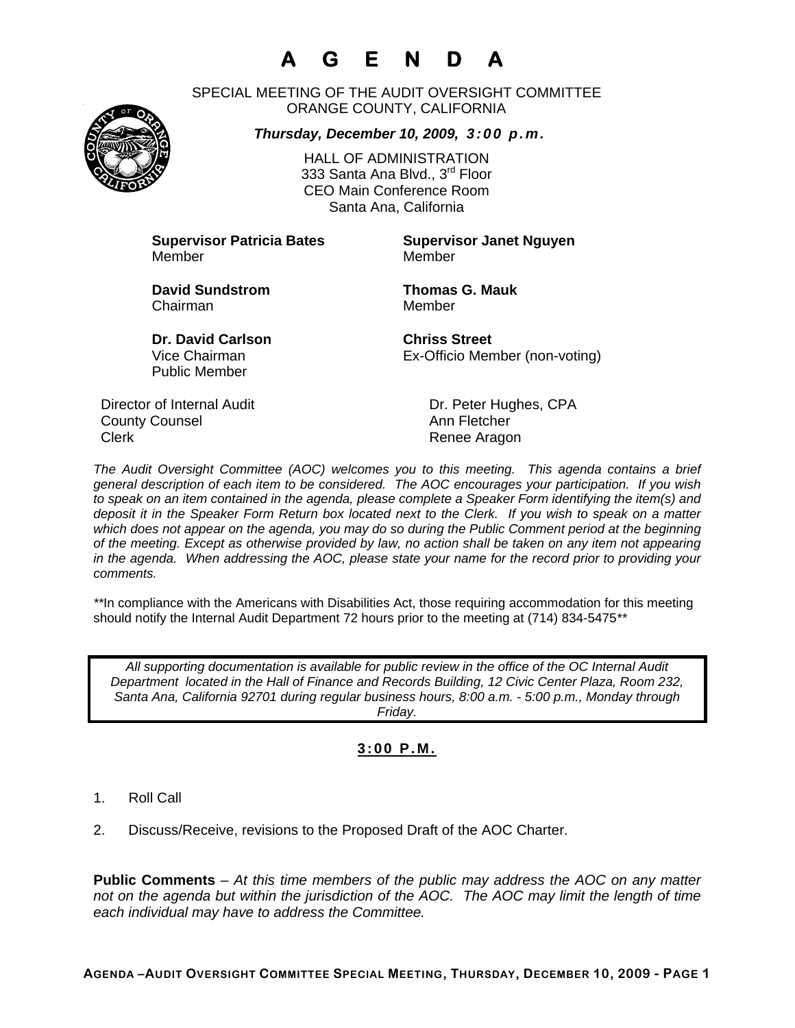# A G E N D A

SPECIAL MEETING OF THE AUDIT OVERSIGHT COMMITTEE
ORANGE COUNTY, CALIFORNIA

***Thursday, December 10, 2009, 3:00 p.m.***

HALL OF ADMINISTRATION
333 Santa Ana Blvd., 3rd Floor
CEO Main Conference Room
Santa Ana, California

**Supervisor Patricia Bates**
Member

**Supervisor Janet Nguyen**
Member

**David Sundstrom**
Chairman

**Thomas G. Mauk**
Member

**Dr. David Carlson**
Vice Chairman
Public Member

**Chriss Street**
Ex-Officio Member (non-voting)

| | |
|---|---|
| Director of Internal Audit | Dr. Peter Hughes, CPA |
| County Counsel | Ann Fletcher |
| Clerk | Renee Aragon |

*The Audit Oversight Committee (AOC) welcomes you to this meeting. This agenda contains a brief general description of each item to be considered. The AOC encourages your participation. If you wish to speak on an item contained in the agenda, please complete a Speaker Form identifying the item(s) and deposit it in the Speaker Form Return box located next to the Clerk. If you wish to speak on a matter which does not appear on the agenda, you may do so during the Public Comment period at the beginning of the meeting. Except as otherwise provided by law, no action shall be taken on any item not appearing in the agenda. When addressing the AOC, please state your name for the record prior to providing your comments.*

**In compliance with the Americans with Disabilities Act, those requiring accommodation for this meeting should notify the Internal Audit Department 72 hours prior to the meeting at (714) 834-5475**

*All supporting documentation is available for public review in the office of the OC Internal Audit Department located in the Hall of Finance and Records Building, 12 Civic Center Plaza, Room 232, Santa Ana, California 92701 during regular business hours, 8:00 a.m. - 5:00 p.m., Monday through Friday.*

**3:00 P.M.**

1. Roll Call

2. Discuss/Receive, revisions to the Proposed Draft of the AOC Charter.

**Public Comments** – *At this time members of the public may address the AOC on any matter not on the agenda but within the jurisdiction of the AOC. The AOC may limit the length of time each individual may have to address the Committee.*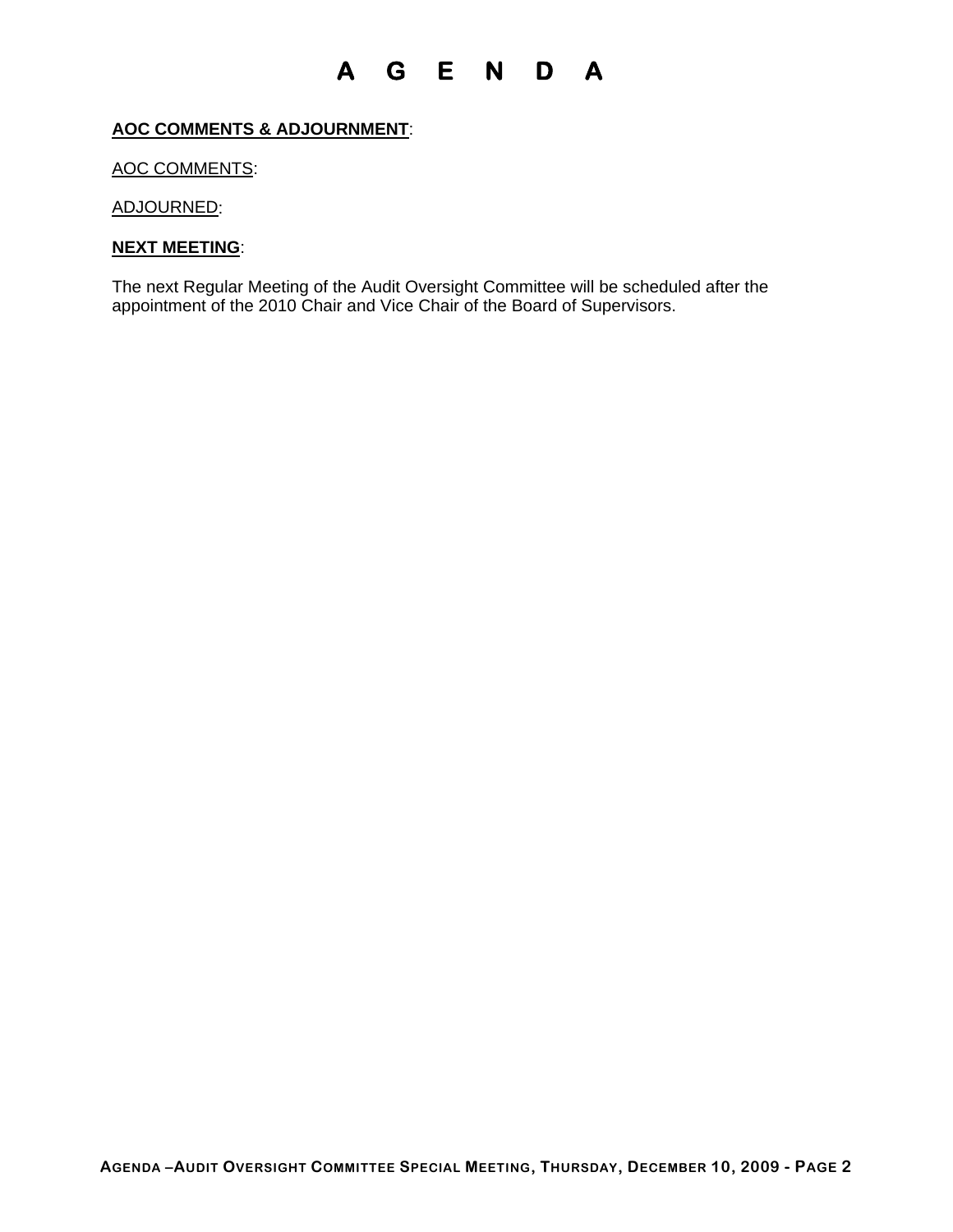# A G E N D A

**AOC COMMENTS & ADJOURNMENT**:

AOC COMMENTS:

ADJOURNED:

**NEXT MEETING**:

The next Regular Meeting of the Audit Oversight Committee will be scheduled after the appointment of the 2010 Chair and Vice Chair of the Board of Supervisors.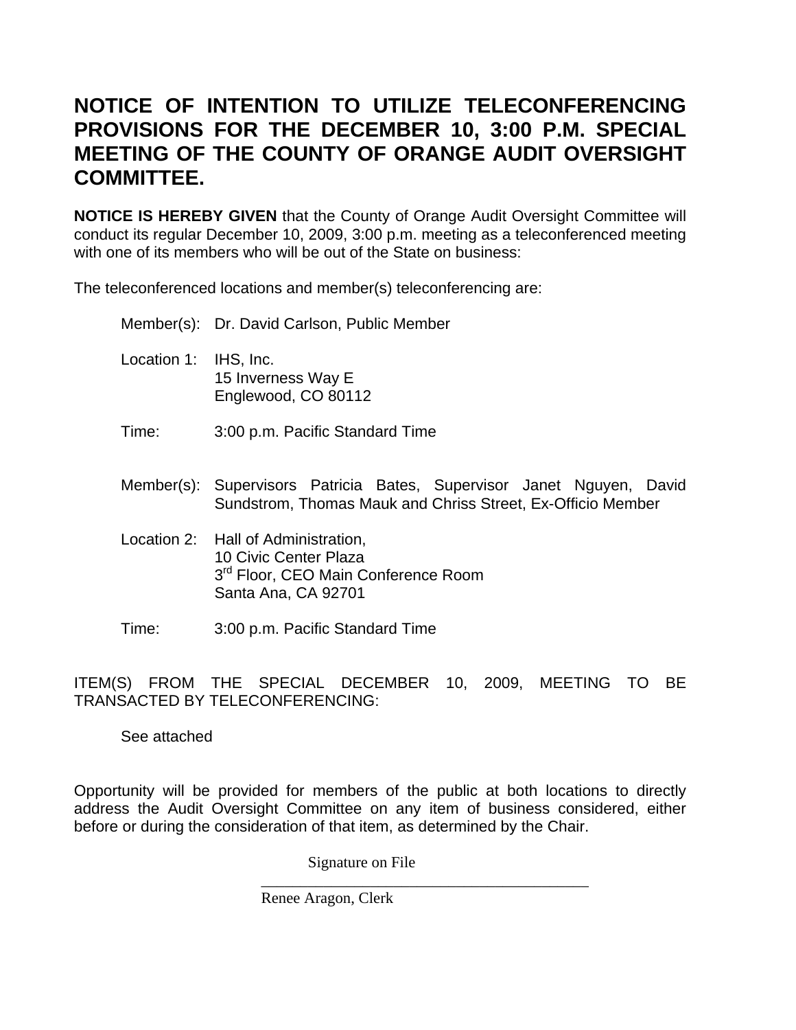# NOTICE OF INTENTION TO UTILIZE TELECONFERENCING PROVISIONS FOR THE DECEMBER 10, 3:00 P.M. SPECIAL MEETING OF THE COUNTY OF ORANGE AUDIT OVERSIGHT COMMITTEE.

**NOTICE IS HEREBY GIVEN** that the County of Orange Audit Oversight Committee will conduct its regular December 10, 2009, 3:00 p.m. meeting as a teleconferenced meeting with one of its members who will be out of the State on business:

The teleconferenced locations and member(s) teleconferencing are:

Member(s): Dr. David Carlson, Public Member

Location 1: IHS, Inc.
15 Inverness Way E
Englewood, CO 80112

Time: 3:00 p.m. Pacific Standard Time

Member(s): Supervisors Patricia Bates, Supervisor Janet Nguyen, David Sundstrom, Thomas Mauk and Chriss Street, Ex-Officio Member

Location 2: Hall of Administration,
10 Civic Center Plaza
3rd Floor, CEO Main Conference Room
Santa Ana, CA 92701

Time: 3:00 p.m. Pacific Standard Time

ITEM(S) FROM THE SPECIAL DECEMBER 10, 2009, MEETING TO BE TRANSACTED BY TELECONFERENCING:

See attached

Opportunity will be provided for members of the public at both locations to directly address the Audit Oversight Committee on any item of business considered, either before or during the consideration of that item, as determined by the Chair.

Signature on File

\_\_\_\_\_\_\_\_\_\_\_\_\_\_\_\_\_\_\_\_\_\_\_\_\_\_\_\_\_\_\_\_\_\_\_\_\_\_\_\_\_\_

Renee Aragon, Clerk